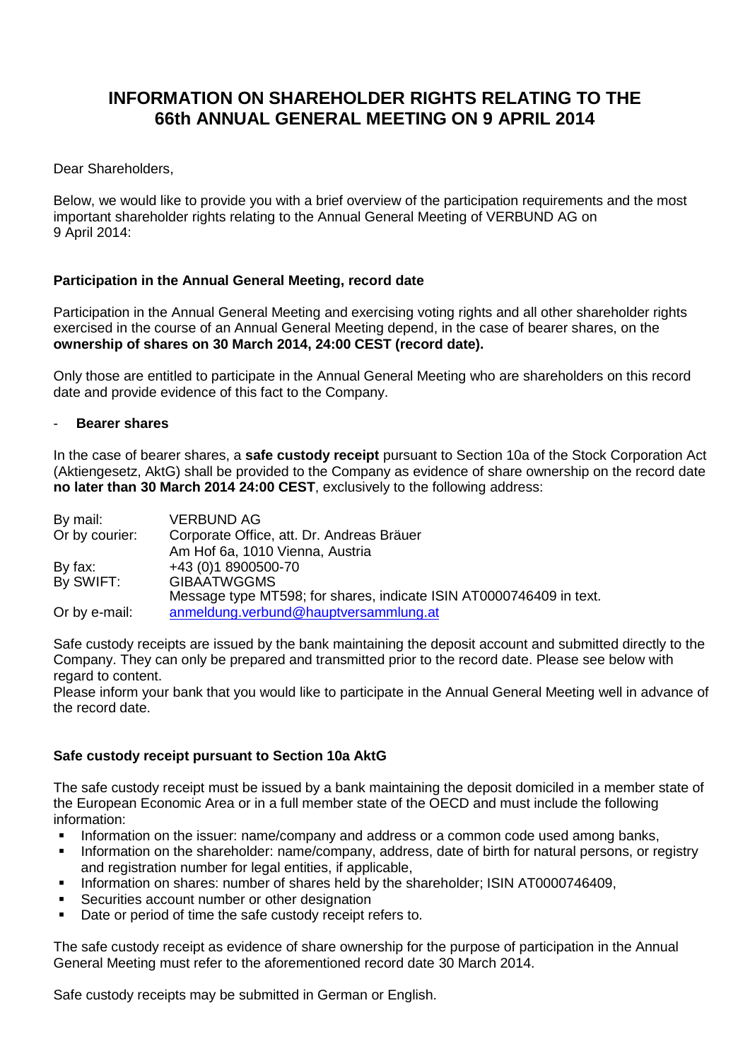# INFORMATION ON SHAREHOLDER RIGHTS RELATING TO THE 66th ANNUAL GENERAL MEETING ON 9 APRIL 2014

Dear Shareholders,

Below, we would like to provide you with a brief overview of the participation requirements and the most important shareholder rights relating to the Annual General Meeting of VERBUND AG on 9 April 2014:

### Participation in the Annual General Meeting, record date

Participation in the Annual General Meeting and exercising voting rights and all other shareholder rights exercised in the course of an Annual General Meeting depend, in the case of bearer shares, on the **ownership of shares on 30 March 2014, 24:00 CEST (record date).**

Only those are entitled to participate in the Annual General Meeting who are shareholders on this record date and provide evidence of this fact to the Company.

- **Bearer shares**

In the case of bearer shares, a **safe custody receipt** pursuant to Section 10a of the Stock Corporation Act (Aktiengesetz, AktG) shall be provided to the Company as evidence of share ownership on the record date **no later than 30 March 2014 24:00 CEST**, exclusively to the following address:

| | |
|---|---|
| By mail: | VERBUND AG |
| Or by courier: | Corporate Office, att. Dr. Andreas Bräuer<br>Am Hof 6a, 1010 Vienna, Austria |
| By fax: | +43 (0)1 8900500-70 |
| By SWIFT: | GIBAATWGGMS<br>Message type MT598; for shares, indicate ISIN AT0000746409 in text. |
| Or by e-mail: | anmeldung.verbund@hauptversammlung.at |

Safe custody receipts are issued by the bank maintaining the deposit account and submitted directly to the Company. They can only be prepared and transmitted prior to the record date. Please see below with regard to content.

Please inform your bank that you would like to participate in the Annual General Meeting well in advance of the record date.

### Safe custody receipt pursuant to Section 10a AktG

The safe custody receipt must be issued by a bank maintaining the deposit domiciled in a member state of the European Economic Area or in a full member state of the OECD and must include the following information:

- Information on the issuer: name/company and address or a common code used among banks,
- Information on the shareholder: name/company, address, date of birth for natural persons, or registry and registration number for legal entities, if applicable,
- Information on shares: number of shares held by the shareholder; ISIN AT0000746409,
- Securities account number or other designation
- Date or period of time the safe custody receipt refers to.

The safe custody receipt as evidence of share ownership for the purpose of participation in the Annual General Meeting must refer to the aforementioned record date 30 March 2014.

Safe custody receipts may be submitted in German or English.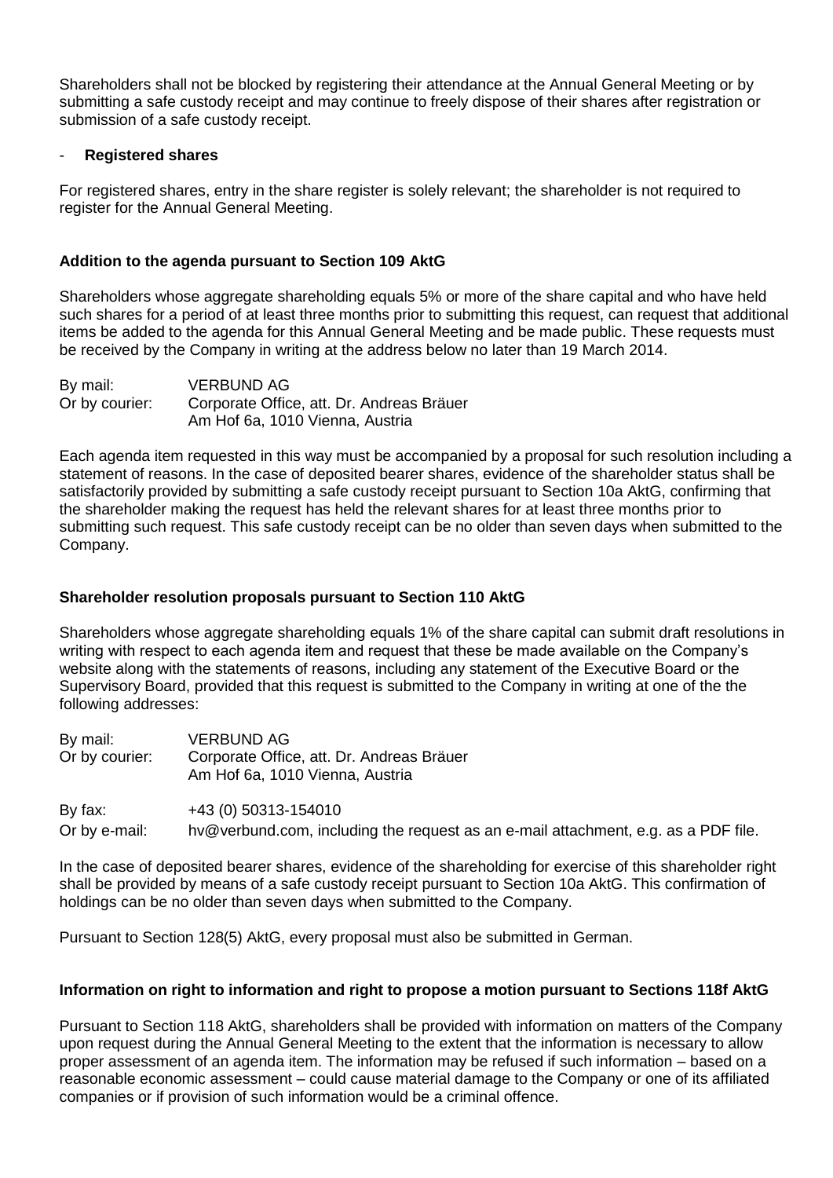Shareholders shall not be blocked by registering their attendance at the Annual General Meeting or by submitting a safe custody receipt and may continue to freely dispose of their shares after registration or submission of a safe custody receipt.

- **Registered shares**

For registered shares, entry in the share register is solely relevant; the shareholder is not required to register for the Annual General Meeting.

**Addition to the agenda pursuant to Section 109 AktG**

Shareholders whose aggregate shareholding equals 5% or more of the share capital and who have held such shares for a period of at least three months prior to submitting this request, can request that additional items be added to the agenda for this Annual General Meeting and be made public. These requests must be received by the Company in writing at the address below no later than 19 March 2014.

| | |
|---|---|
| By mail: | VERBUND AG |
| Or by courier: | Corporate Office, att. Dr. Andreas Bräuer<br>Am Hof 6a, 1010 Vienna, Austria |

Each agenda item requested in this way must be accompanied by a proposal for such resolution including a statement of reasons. In the case of deposited bearer shares, evidence of the shareholder status shall be satisfactorily provided by submitting a safe custody receipt pursuant to Section 10a AktG, confirming that the shareholder making the request has held the relevant shares for at least three months prior to submitting such request. This safe custody receipt can be no older than seven days when submitted to the Company.

**Shareholder resolution proposals pursuant to Section 110 AktG**

Shareholders whose aggregate shareholding equals 1% of the share capital can submit draft resolutions in writing with respect to each agenda item and request that these be made available on the Company's website along with the statements of reasons, including any statement of the Executive Board or the Supervisory Board, provided that this request is submitted to the Company in writing at one of the the following addresses:

| | |
|---|---|
| By mail: | VERBUND AG |
| Or by courier: | Corporate Office, att. Dr. Andreas Bräuer<br>Am Hof 6a, 1010 Vienna, Austria |
| By fax: | +43 (0) 50313-154010 |
| Or by e-mail: | hv@verbund.com, including the request as an e-mail attachment, e.g. as a PDF file. |

In the case of deposited bearer shares, evidence of the shareholding for exercise of this shareholder right shall be provided by means of a safe custody receipt pursuant to Section 10a AktG. This confirmation of holdings can be no older than seven days when submitted to the Company.

Pursuant to Section 128(5) AktG, every proposal must also be submitted in German.

**Information on right to information and right to propose a motion pursuant to Sections 118f AktG**

Pursuant to Section 118 AktG, shareholders shall be provided with information on matters of the Company upon request during the Annual General Meeting to the extent that the information is necessary to allow proper assessment of an agenda item. The information may be refused if such information – based on a reasonable economic assessment – could cause material damage to the Company or one of its affiliated companies or if provision of such information would be a criminal offence.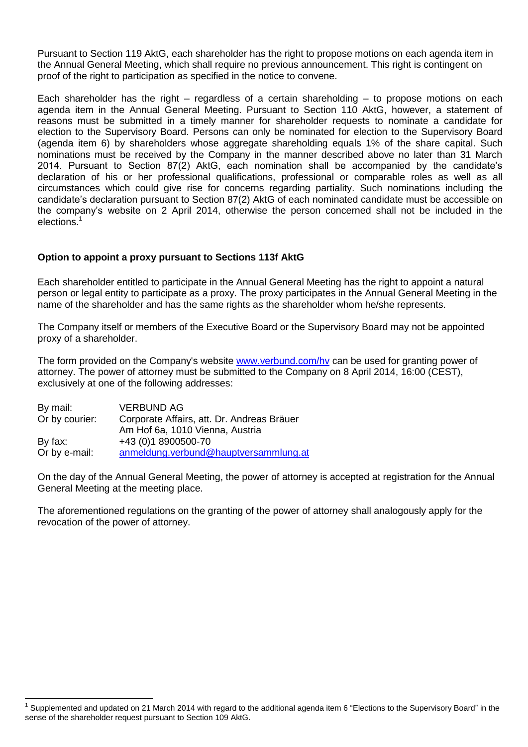Pursuant to Section 119 AktG, each shareholder has the right to propose motions on each agenda item in the Annual General Meeting, which shall require no previous announcement. This right is contingent on proof of the right to participation as specified in the notice to convene.

Each shareholder has the right – regardless of a certain shareholding – to propose motions on each agenda item in the Annual General Meeting. Pursuant to Section 110 AktG, however, a statement of reasons must be submitted in a timely manner for shareholder requests to nominate a candidate for election to the Supervisory Board. Persons can only be nominated for election to the Supervisory Board (agenda item 6) by shareholders whose aggregate shareholding equals 1% of the share capital. Such nominations must be received by the Company in the manner described above no later than 31 March 2014. Pursuant to Section 87(2) AktG, each nomination shall be accompanied by the candidate's declaration of his or her professional qualifications, professional or comparable roles as well as all circumstances which could give rise for concerns regarding partiality. Such nominations including the candidate's declaration pursuant to Section 87(2) AktG of each nominated candidate must be accessible on the company's website on 2 April 2014, otherwise the person concerned shall not be included in the elections.[1]

**Option to appoint a proxy pursuant to Sections 113f AktG**

Each shareholder entitled to participate in the Annual General Meeting has the right to appoint a natural person or legal entity to participate as a proxy. The proxy participates in the Annual General Meeting in the name of the shareholder and has the same rights as the shareholder whom he/she represents.

The Company itself or members of the Executive Board or the Supervisory Board may not be appointed proxy of a shareholder.

The form provided on the Company's website www.verbund.com/hv can be used for granting power of attorney. The power of attorney must be submitted to the Company on 8 April 2014, 16:00 (CEST), exclusively at one of the following addresses:

| | |
|---|---|
| By mail: | VERBUND AG |
| Or by courier: | Corporate Affairs, att. Dr. Andreas Bräuer |
| | Am Hof 6a, 1010 Vienna, Austria |
| By fax: | +43 (0)1 8900500-70 |
| Or by e-mail: | anmeldung.verbund@hauptversammlung.at |

On the day of the Annual General Meeting, the power of attorney is accepted at registration for the Annual General Meeting at the meeting place.

The aforementioned regulations on the granting of the power of attorney shall analogously apply for the revocation of the power of attorney.

[1] Supplemented and updated on 21 March 2014 with regard to the additional agenda item 6 "Elections to the Supervisory Board" in the sense of the shareholder request pursuant to Section 109 AktG.